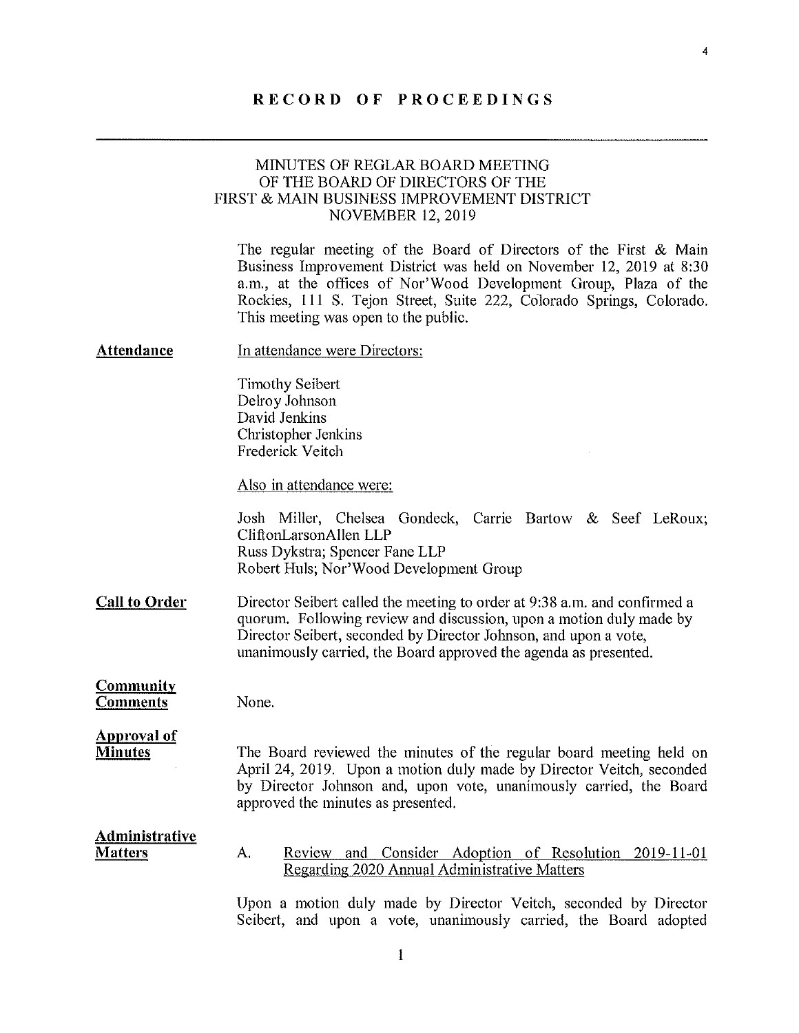# RECORD OF PROCEEDINGS

## MINUTES OF REGLAR BOARD MEETING OF THE BOARD OF DIRECTORS OF THE FIRST & MAIN BUSINESS IMPROVEMENT DISTRICT NOVEMBER 12, 2019

The regular meeting of the Board of Directors of the First & Main Business Improvement District was held on November 12, 2019 at 8:30 a.m., at the offices of Nor'Wood Development Group, Plaza of the Rockies, 111 S. Tejon Street, Suite 222, Colorado Springs, Colorado. This meeting was open to the public.

**Attendance**

In attendance were Directors:

Timothy Seibert
Delroy Johnson
David Jenkins
Christopher Jenkins
Frederick Veitch

Also in attendance were:

Josh Miller, Chelsea Gondeck, Carrie Bartow & Seef LeRoux; CliftonLarsonAllen LLP
Russ Dykstra; Spencer Fane LLP
Robert Huls; Nor'Wood Development Group

**Call to Order**

Director Seibert called the meeting to order at 9:38 a.m. and confirmed a quorum. Following review and discussion, upon a motion duly made by Director Seibert, seconded by Director Johnson, and upon a vote, unanimously carried, the Board approved the agenda as presented.

**Community Comments**

None.

**Approval of Minutes**

The Board reviewed the minutes of the regular board meeting held on April 24, 2019. Upon a motion duly made by Director Veitch, seconded by Director Johnson and, upon vote, unanimously carried, the Board approved the minutes as presented.

**Administrative Matters**

A. Review and Consider Adoption of Resolution 2019-11-01 Regarding 2020 Annual Administrative Matters

Upon a motion duly made by Director Veitch, seconded by Director Seibert, and upon a vote, unanimously carried, the Board adopted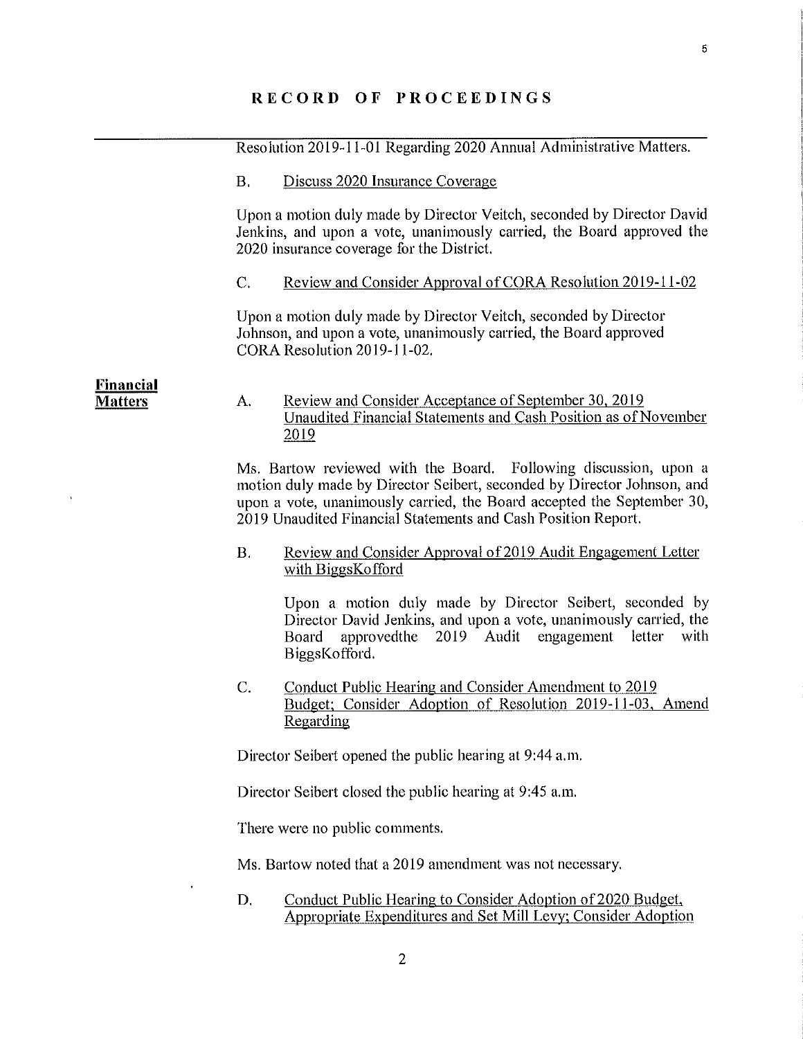# RECORD OF PROCEEDINGS

Resolution 2019-11-01 Regarding 2020 Annual Administrative Matters.

B. Discuss 2020 Insurance Coverage

Upon a motion duly made by Director Veitch, seconded by Director David Jenkins, and upon a vote, unanimously carried, the Board approved the 2020 insurance coverage for the District.

C. Review and Consider Approval of CORA Resolution 2019-11-02

Upon a motion duly made by Director Veitch, seconded by Director Johnson, and upon a vote, unanimously carried, the Board approved CORA Resolution 2019-11-02.

**Financial Matters**

A. Review and Consider Acceptance of September 30, 2019 Unaudited Financial Statements and Cash Position as of November 2019

Ms. Bartow reviewed with the Board. Following discussion, upon a motion duly made by Director Seibert, seconded by Director Johnson, and upon a vote, unanimously carried, the Board accepted the September 30, 2019 Unaudited Financial Statements and Cash Position Report.

B. Review and Consider Approval of 2019 Audit Engagement Letter with BiggsKofford

Upon a motion duly made by Director Seibert, seconded by Director David Jenkins, and upon a vote, unanimously carried, the Board approvedthe 2019 Audit engagement letter with BiggsKofford.

C. Conduct Public Hearing and Consider Amendment to 2019 Budget; Consider Adoption of Resolution 2019-11-03, Amend Regarding

Director Seibert opened the public hearing at 9:44 a.m.

Director Seibert closed the public hearing at 9:45 a.m.

There were no public comments.

Ms. Bartow noted that a 2019 amendment was not necessary.

D. Conduct Public Hearing to Consider Adoption of 2020 Budget, Appropriate Expenditures and Set Mill Levy; Consider Adoption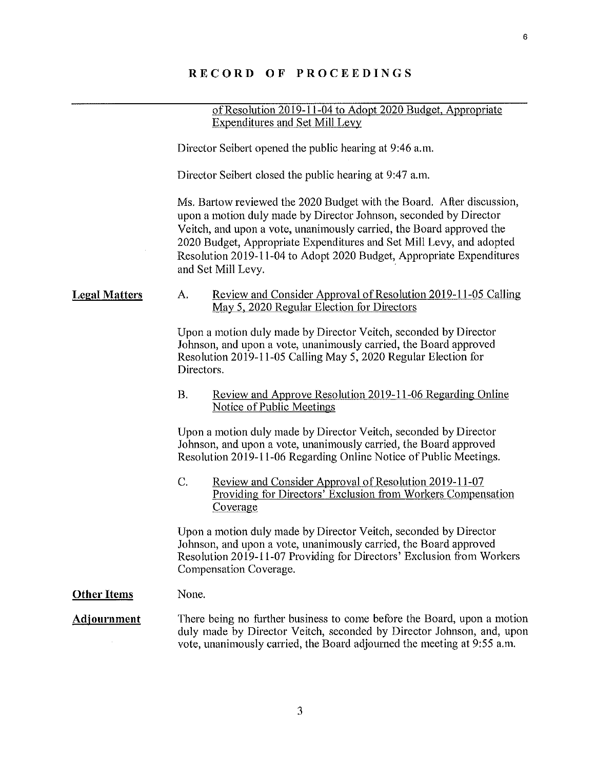RECORD OF PROCEEDINGS

<u>of Resolution 2019-11-04 to Adopt 2020 Budget, Appropriate Expenditures and Set Mill Levy</u>

Director Seibert opened the public hearing at 9:46 a.m.

Director Seibert closed the public hearing at 9:47 a.m.

Ms. Bartow reviewed the 2020 Budget with the Board. After discussion, upon a motion duly made by Director Johnson, seconded by Director Veitch, and upon a vote, unanimously carried, the Board approved the 2020 Budget, Appropriate Expenditures and Set Mill Levy, and adopted Resolution 2019-11-04 to Adopt 2020 Budget, Appropriate Expenditures and Set Mill Levy.

**Legal Matters**

A. <u>Review and Consider Approval of Resolution 2019-11-05 Calling May 5, 2020 Regular Election for Directors</u>

Upon a motion duly made by Director Veitch, seconded by Director Johnson, and upon a vote, unanimously carried, the Board approved Resolution 2019-11-05 Calling May 5, 2020 Regular Election for Directors.

B. <u>Review and Approve Resolution 2019-11-06 Regarding Online Notice of Public Meetings</u>

Upon a motion duly made by Director Veitch, seconded by Director Johnson, and upon a vote, unanimously carried, the Board approved Resolution 2019-11-06 Regarding Online Notice of Public Meetings.

C. <u>Review and Consider Approval of Resolution 2019-11-07 Providing for Directors' Exclusion from Workers Compensation Coverage</u>

Upon a motion duly made by Director Veitch, seconded by Director Johnson, and upon a vote, unanimously carried, the Board approved Resolution 2019-11-07 Providing for Directors' Exclusion from Workers Compensation Coverage.

**Other Items**

None.

**Adjournment**

There being no further business to come before the Board, upon a motion duly made by Director Veitch, seconded by Director Johnson, and, upon vote, unanimously carried, the Board adjourned the meeting at 9:55 a.m.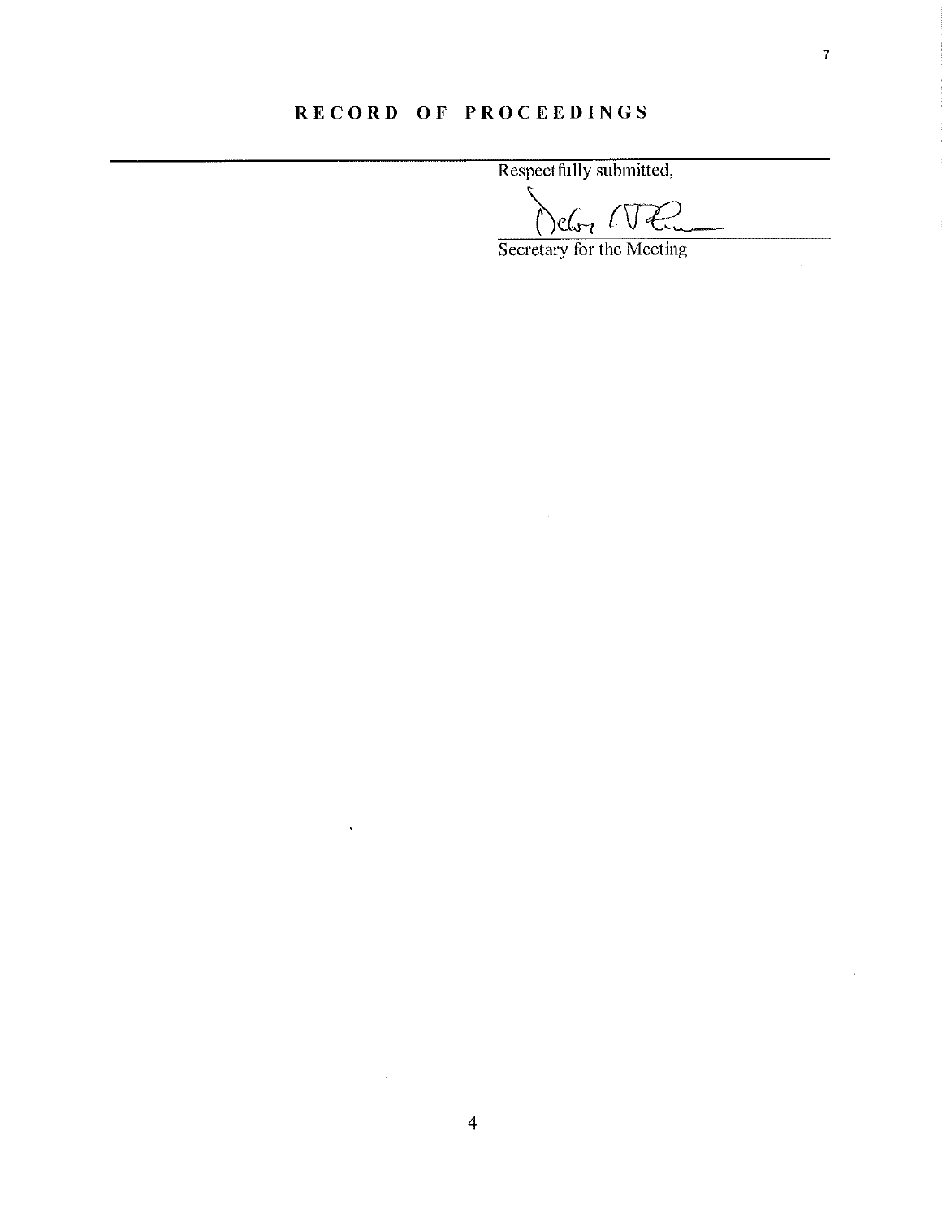Respectfully submitted,

Secretary for the Meeting